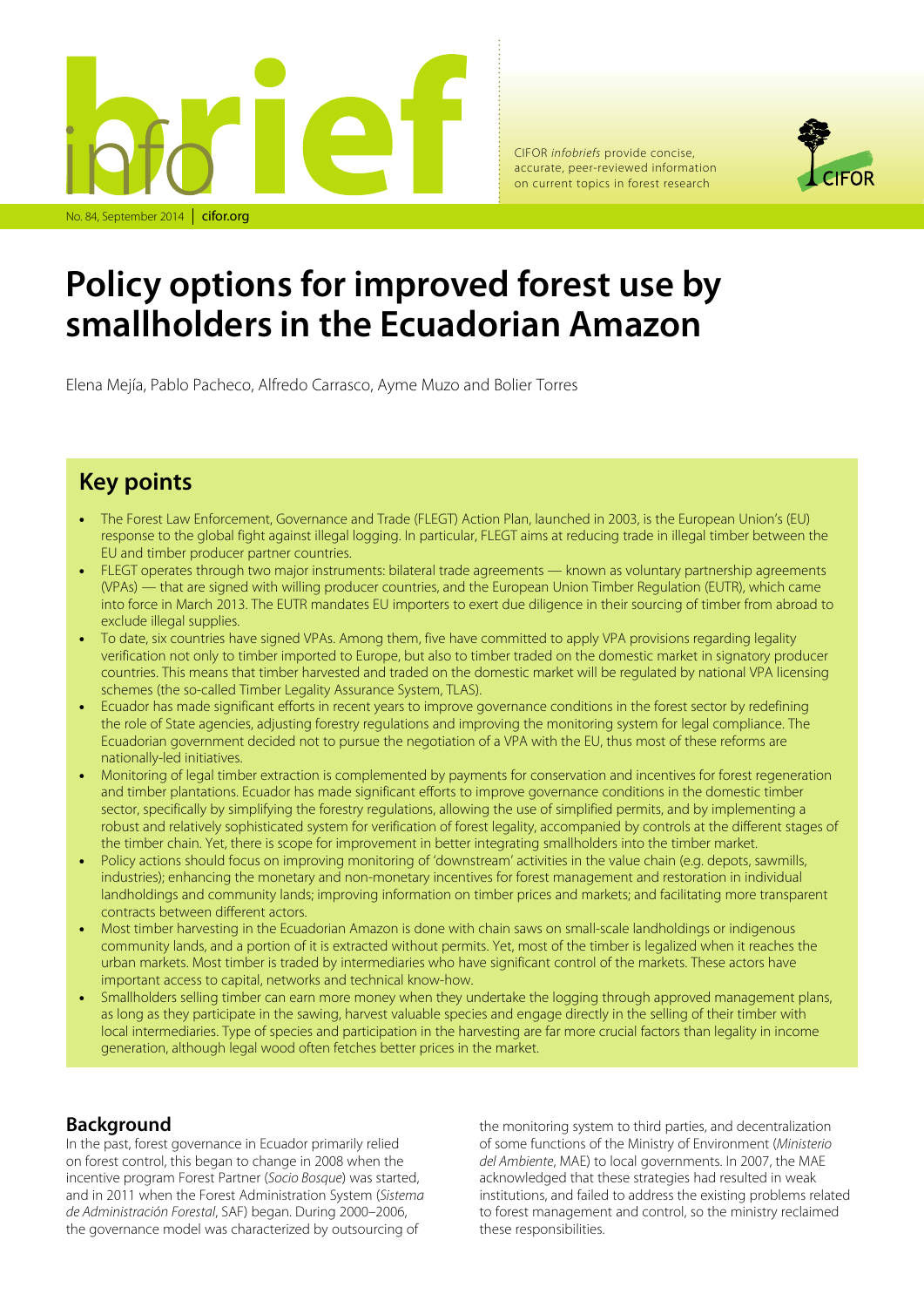# Policy options for improved forest use by smallholders in the Ecuadorian Amazon

Elena Mejía, Pablo Pacheco, Alfredo Carrasco, Ayme Muzo and Bolier Torres

## Key points

- The Forest Law Enforcement, Governance and Trade (FLEGT) Action Plan, launched in 2003, is the European Union's (EU) response to the global fight against illegal logging. In particular, FLEGT aims at reducing trade in illegal timber between the EU and timber producer partner countries.
- FLEGT operates through two major instruments: bilateral trade agreements — known as voluntary partnership agreements (VPAs) — that are signed with willing producer countries, and the European Union Timber Regulation (EUTR), which came into force in March 2013. The EUTR mandates EU importers to exert due diligence in their sourcing of timber from abroad to exclude illegal supplies.
- To date, six countries have signed VPAs. Among them, five have committed to apply VPA provisions regarding legality verification not only to timber imported to Europe, but also to timber traded on the domestic market in signatory producer countries. This means that timber harvested and traded on the domestic market will be regulated by national VPA licensing schemes (the so-called Timber Legality Assurance System, TLAS).
- Ecuador has made significant efforts in recent years to improve governance conditions in the forest sector by redefining the role of State agencies, adjusting forestry regulations and improving the monitoring system for legal compliance. The Ecuadorian government decided not to pursue the negotiation of a VPA with the EU, thus most of these reforms are nationally-led initiatives.
- Monitoring of legal timber extraction is complemented by payments for conservation and incentives for forest regeneration and timber plantations. Ecuador has made significant efforts to improve governance conditions in the domestic timber sector, specifically by simplifying the forestry regulations, allowing the use of simplified permits, and by implementing a robust and relatively sophisticated system for verification of forest legality, accompanied by controls at the different stages of the timber chain. Yet, there is scope for improvement in better integrating smallholders into the timber market.
- Policy actions should focus on improving monitoring of 'downstream' activities in the value chain (e.g. depots, sawmills, industries); enhancing the monetary and non-monetary incentives for forest management and restoration in individual landholdings and community lands; improving information on timber prices and markets; and facilitating more transparent contracts between different actors.
- Most timber harvesting in the Ecuadorian Amazon is done with chain saws on small-scale landholdings or indigenous community lands, and a portion of it is extracted without permits. Yet, most of the timber is legalized when it reaches the urban markets. Most timber is traded by intermediaries who have significant control of the markets. These actors have important access to capital, networks and technical know-how.
- Smallholders selling timber can earn more money when they undertake the logging through approved management plans, as long as they participate in the sawing, harvest valuable species and engage directly in the selling of their timber with local intermediaries. Type of species and participation in the harvesting are far more crucial factors than legality in income generation, although legal wood often fetches better prices in the market.

## Background

In the past, forest governance in Ecuador primarily relied on forest control, this began to change in 2008 when the incentive program Forest Partner (*Socio Bosque*) was started, and in 2011 when the Forest Administration System (*Sistema de Administración Forestal*, SAF) began. During 2000–2006, the governance model was characterized by outsourcing of the monitoring system to third parties, and decentralization of some functions of the Ministry of Environment (*Ministerio del Ambiente*, MAE) to local governments. In 2007, the MAE acknowledged that these strategies had resulted in weak institutions, and failed to address the existing problems related to forest management and control, so the ministry reclaimed these responsibilities.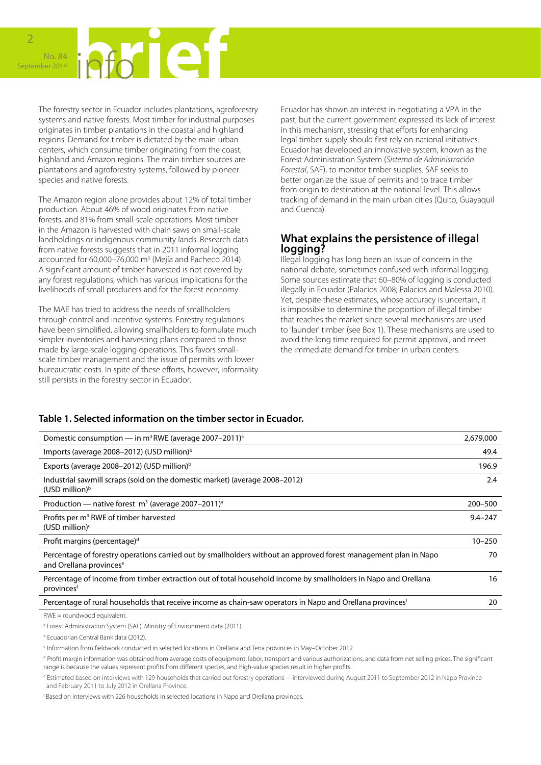The forestry sector in Ecuador includes plantations, agroforestry systems and native forests. Most timber for industrial purposes originates in timber plantations in the coastal and highland regions. Demand for timber is dictated by the main urban centers, which consume timber originating from the coast, highland and Amazon regions. The main timber sources are plantations and agroforestry systems, followed by pioneer species and native forests.

The Amazon region alone provides about 12% of total timber production. About 46% of wood originates from native forests, and 81% from small-scale operations. Most timber in the Amazon is harvested with chain saws on small-scale landholdings or indigenous community lands. Research data from native forests suggests that in 2011 informal logging accounted for 60,000–76,000 m$^3$ (Mejía and Pacheco 2014). A significant amount of timber harvested is not covered by any forest regulations, which has various implications for the livelihoods of small producers and for the forest economy.

The MAE has tried to address the needs of smallholders through control and incentive systems. Forestry regulations have been simplified, allowing smallholders to formulate much simpler inventories and harvesting plans compared to those made by large-scale logging operations. This favors small-scale timber management and the issue of permits with lower bureaucratic costs. In spite of these efforts, however, informality still persists in the forestry sector in Ecuador.

Ecuador has shown an interest in negotiating a VPA in the past, but the current government expressed its lack of interest in this mechanism, stressing that efforts for enhancing legal timber supply should first rely on national initiatives. Ecuador has developed an innovative system, known as the Forest Administration System (*Sistema de Administración Forestal*, SAF), to monitor timber supplies. SAF seeks to better organize the issue of permits and to trace timber from origin to destination at the national level. This allows tracking of demand in the main urban cities (Quito, Guayaquil and Cuenca).

## What explains the persistence of illegal logging?

Illegal logging has long been an issue of concern in the national debate, sometimes confused with informal logging. Some sources estimate that 60–80% of logging is conducted illegally in Ecuador (Palacios 2008; Palacios and Malessa 2010). Yet, despite these estimates, whose accuracy is uncertain, it is impossible to determine the proportion of illegal timber that reaches the market since several mechanisms are used to 'launder' timber (see Box 1). These mechanisms are used to avoid the long time required for permit approval, and meet the immediate demand for timber in urban centers.

**Table 1. Selected information on the timber sector in Ecuador.**

| Item | Value |
| --- | --- |
| Domestic consumption — in m$^3$ RWE (average 2007–2011)[a] | 2,679,000 |
| Imports (average 2008–2012) (USD million)[b] | 49.4 |
| Exports (average 2008–2012) (USD million)[b] | 196.9 |
| Industrial sawmill scraps (sold on the domestic market) (average 2008–2012) (USD million)[b] | 2.4 |
| Production — native forest m$^3$ (average 2007–2011)[a] | 200–500 |
| Profits per m$^3$ RWE of timber harvested (USD million)[c] | 9.4–247 |
| Profit margins (percentage)[d] | 10–250 |
| Percentage of forestry operations carried out by smallholders without an approved forest management plan in Napo and Orellana provinces[e] | 70 |
| Percentage of income from timber extraction out of total household income by smallholders in Napo and Orellana provinces[f] | 16 |
| Percentage of rural households that receive income as chain-saw operators in Napo and Orellana provinces[f] | 20 |

RWE = roundwood equivalent.

[a] Forest Administration System (SAF), Ministry of Environment data (2011).

[b] Ecuadorian Central Bank data (2012).

[c] Information from fieldwork conducted in selected locations in Orellana and Tena provinces in May–October 2012.

[d] Profit margin information was obtained from average costs of equipment, labor, transport and various authorizations, and data from net selling prices. The significant range is because the values represent profits from different species, and high-value species result in higher profits.

[e] Estimated based on interviews with 129 households that carried out forestry operations —interviewed during August 2011 to September 2012 in Napo Province and February 2011 to July 2012 in Orellana Province.

[f] Based on interviews with 226 households in selected locations in Napo and Orellana provinces.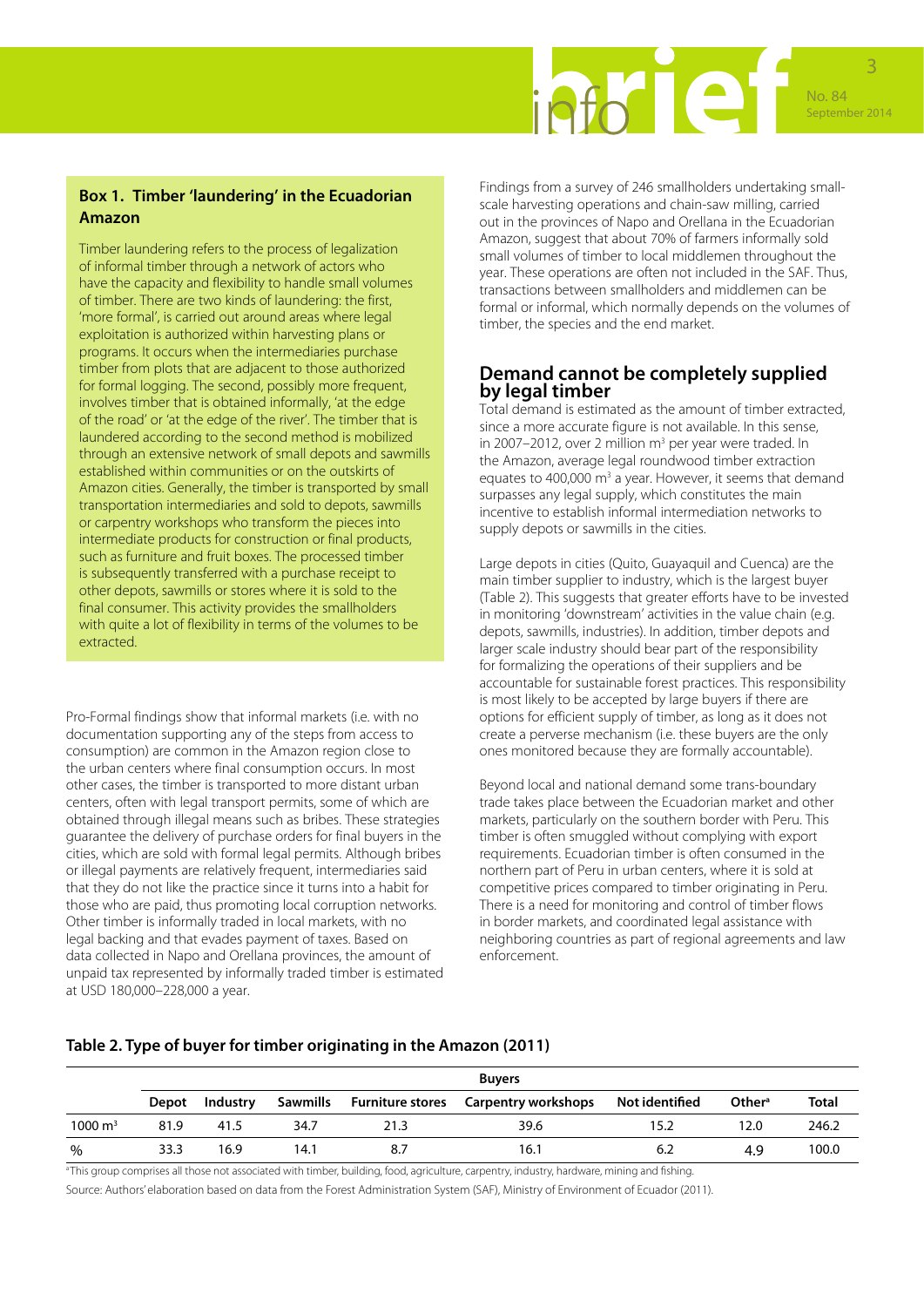### Box 1. Timber 'laundering' in the Ecuadorian Amazon

Timber laundering refers to the process of legalization of informal timber through a network of actors who have the capacity and flexibility to handle small volumes of timber. There are two kinds of laundering: the first, 'more formal', is carried out around areas where legal exploitation is authorized within harvesting plans or programs. It occurs when the intermediaries purchase timber from plots that are adjacent to those authorized for formal logging. The second, possibly more frequent, involves timber that is obtained informally, 'at the edge of the road' or 'at the edge of the river'. The timber that is laundered according to the second method is mobilized through an extensive network of small depots and sawmills established within communities or on the outskirts of Amazon cities. Generally, the timber is transported by small transportation intermediaries and sold to depots, sawmills or carpentry workshops who transform the pieces into intermediate products for construction or final products, such as furniture and fruit boxes. The processed timber is subsequently transferred with a purchase receipt to other depots, sawmills or stores where it is sold to the final consumer. This activity provides the smallholders with quite a lot of flexibility in terms of the volumes to be extracted.

Pro-Formal findings show that informal markets (i.e. with no documentation supporting any of the steps from access to consumption) are common in the Amazon region close to the urban centers where final consumption occurs. In most other cases, the timber is transported to more distant urban centers, often with legal transport permits, some of which are obtained through illegal means such as bribes. These strategies guarantee the delivery of purchase orders for final buyers in the cities, which are sold with formal legal permits. Although bribes or illegal payments are relatively frequent, intermediaries said that they do not like the practice since it turns into a habit for those who are paid, thus promoting local corruption networks. Other timber is informally traded in local markets, with no legal backing and that evades payment of taxes. Based on data collected in Napo and Orellana provinces, the amount of unpaid tax represented by informally traded timber is estimated at USD 180,000–228,000 a year.

Findings from a survey of 246 smallholders undertaking small-scale harvesting operations and chain-saw milling, carried out in the provinces of Napo and Orellana in the Ecuadorian Amazon, suggest that about 70% of farmers informally sold small volumes of timber to local middlemen throughout the year. These operations are often not included in the SAF. Thus, transactions between smallholders and middlemen can be formal or informal, which normally depends on the volumes of timber, the species and the end market.

## Demand cannot be completely supplied by legal timber

Total demand is estimated as the amount of timber extracted, since a more accurate figure is not available. In this sense, in 2007–2012, over 2 million $m^3$ per year were traded. In the Amazon, average legal roundwood timber extraction equates to 400,000 $m^3$ a year. However, it seems that demand surpasses any legal supply, which constitutes the main incentive to establish informal intermediation networks to supply depots or sawmills in the cities.

Large depots in cities (Quito, Guayaquil and Cuenca) are the main timber supplier to industry, which is the largest buyer (Table 2). This suggests that greater efforts have to be invested in monitoring 'downstream' activities in the value chain (e.g. depots, sawmills, industries). In addition, timber depots and larger scale industry should bear part of the responsibility for formalizing the operations of their suppliers and be accountable for sustainable forest practices. This responsibility is most likely to be accepted by large buyers if there are options for efficient supply of timber, as long as it does not create a perverse mechanism (i.e. these buyers are the only ones monitored because they are formally accountable).

Beyond local and national demand some trans-boundary trade takes place between the Ecuadorian market and other markets, particularly on the southern border with Peru. This timber is often smuggled without complying with export requirements. Ecuadorian timber is often consumed in the northern part of Peru in urban centers, where it is sold at competitive prices compared to timber originating in Peru. There is a need for monitoring and control of timber flows in border markets, and coordinated legal assistance with neighboring countries as part of regional agreements and law enforcement.

**Table 2. Type of buyer for timber originating in the Amazon (2011)**

| | Buyers | | | | | | | |
|---|---|---|---|---|---|---|---|---|
| | Depot | Industry | Sawmills | Furniture stores | Carpentry workshops | Not identified | Other[a] | Total |
| 1000 $m^3$ | 81.9 | 41.5 | 34.7 | 21.3 | 39.6 | 15.2 | 12.0 | 246.2 |
| % | 33.3 | 16.9 | 14.1 | 8.7 | 16.1 | 6.2 | 4.9 | 100.0 |

[a] This group comprises all those not associated with timber, building, food, agriculture, carpentry, industry, hardware, mining and fishing.

Source: Authors' elaboration based on data from the Forest Administration System (SAF), Ministry of Environment of Ecuador (2011).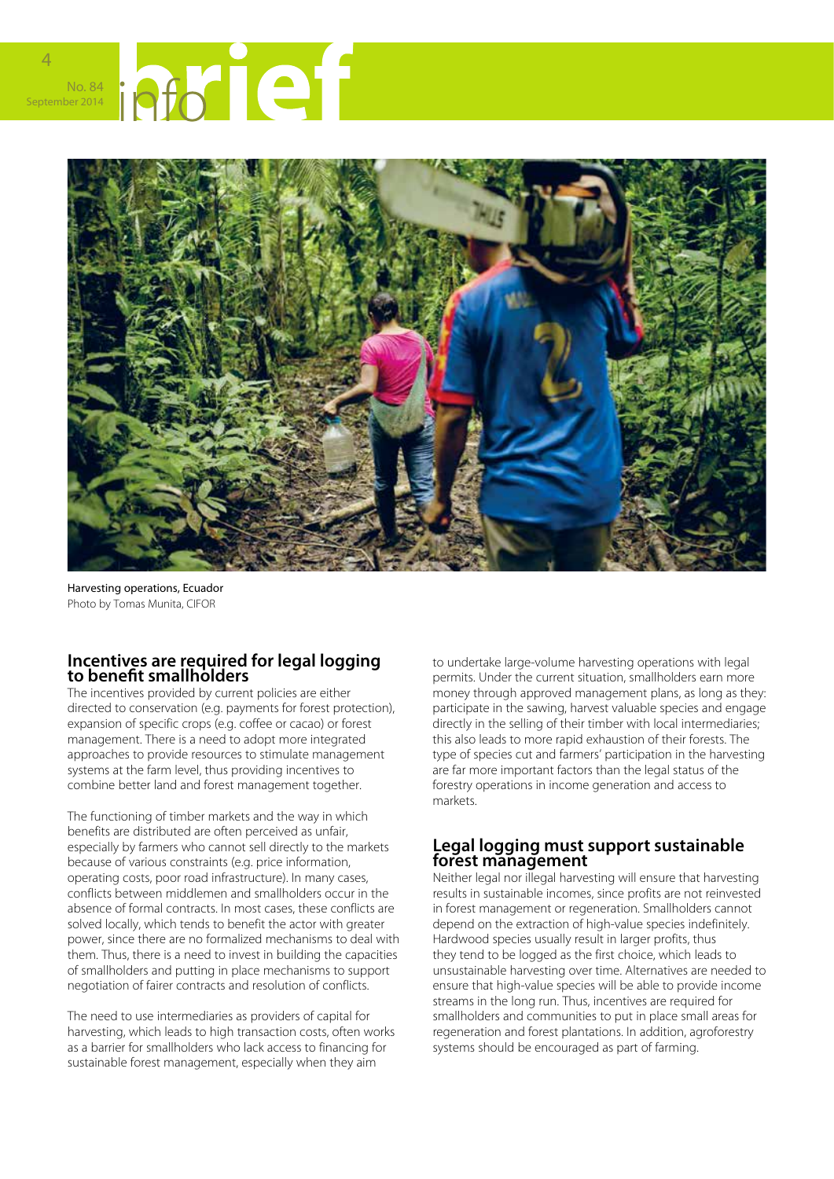Harvesting operations, Ecuador
Photo by Tomas Munita, CIFOR

## Incentives are required for legal logging to benefit smallholders

The incentives provided by current policies are either directed to conservation (e.g. payments for forest protection), expansion of specific crops (e.g. coffee or cacao) or forest management. There is a need to adopt more integrated approaches to provide resources to stimulate management systems at the farm level, thus providing incentives to combine better land and forest management together.

The functioning of timber markets and the way in which benefits are distributed are often perceived as unfair, especially by farmers who cannot sell directly to the markets because of various constraints (e.g. price information, operating costs, poor road infrastructure). In many cases, conflicts between middlemen and smallholders occur in the absence of formal contracts. In most cases, these conflicts are solved locally, which tends to benefit the actor with greater power, since there are no formalized mechanisms to deal with them. Thus, there is a need to invest in building the capacities of smallholders and putting in place mechanisms to support negotiation of fairer contracts and resolution of conflicts.

The need to use intermediaries as providers of capital for harvesting, which leads to high transaction costs, often works as a barrier for smallholders who lack access to financing for sustainable forest management, especially when they aim to undertake large-volume harvesting operations with legal permits. Under the current situation, smallholders earn more money through approved management plans, as long as they: participate in the sawing, harvest valuable species and engage directly in the selling of their timber with local intermediaries; this also leads to more rapid exhaustion of their forests. The type of species cut and farmers' participation in the harvesting are far more important factors than the legal status of the forestry operations in income generation and access to markets.

## Legal logging must support sustainable forest management

Neither legal nor illegal harvesting will ensure that harvesting results in sustainable incomes, since profits are not reinvested in forest management or regeneration. Smallholders cannot depend on the extraction of high-value species indefinitely. Hardwood species usually result in larger profits, thus they tend to be logged as the first choice, which leads to unsustainable harvesting over time. Alternatives are needed to ensure that high-value species will be able to provide income streams in the long run. Thus, incentives are required for smallholders and communities to put in place small areas for regeneration and forest plantations. In addition, agroforestry systems should be encouraged as part of farming.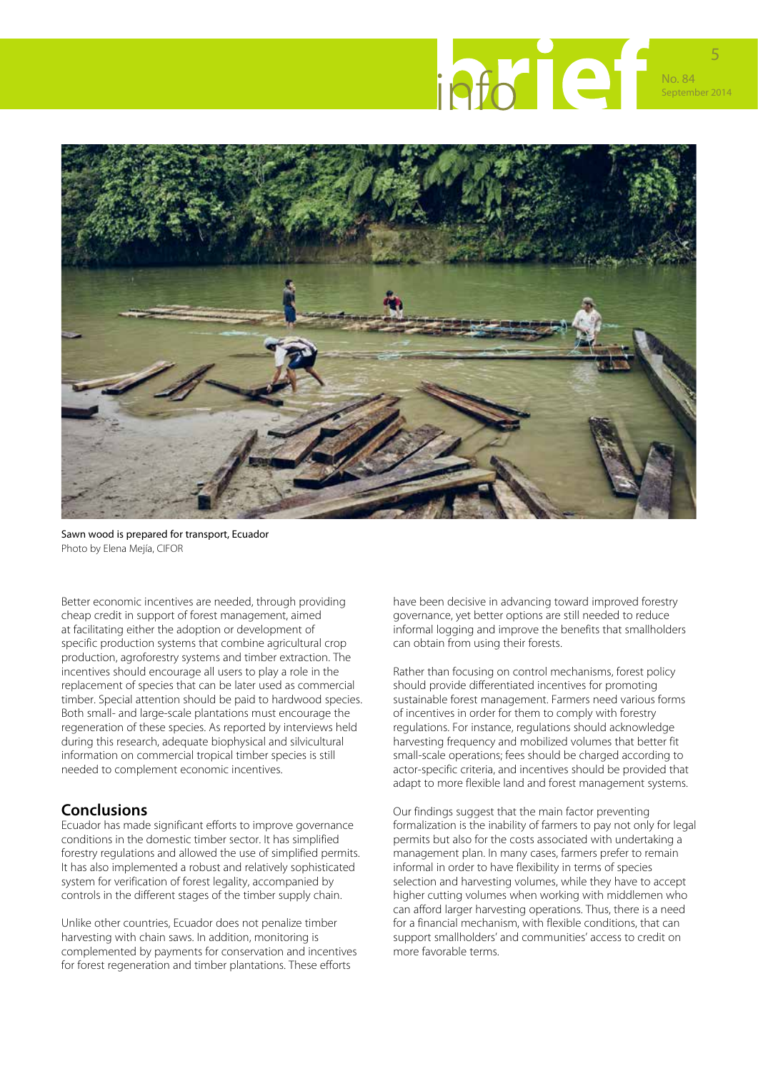Sawn wood is prepared for transport, Ecuador
Photo by Elena Mejía, CIFOR

Better economic incentives are needed, through providing cheap credit in support of forest management, aimed at facilitating either the adoption or development of specific production systems that combine agricultural crop production, agroforestry systems and timber extraction. The incentives should encourage all users to play a role in the replacement of species that can be later used as commercial timber. Special attention should be paid to hardwood species. Both small- and large-scale plantations must encourage the regeneration of these species. As reported by interviews held during this research, adequate biophysical and silvicultural information on commercial tropical timber species is still needed to complement economic incentives.

## Conclusions

Ecuador has made significant efforts to improve governance conditions in the domestic timber sector. It has simplified forestry regulations and allowed the use of simplified permits. It has also implemented a robust and relatively sophisticated system for verification of forest legality, accompanied by controls in the different stages of the timber supply chain.

Unlike other countries, Ecuador does not penalize timber harvesting with chain saws. In addition, monitoring is complemented by payments for conservation and incentives for forest regeneration and timber plantations. These efforts have been decisive in advancing toward improved forestry governance, yet better options are still needed to reduce informal logging and improve the benefits that smallholders can obtain from using their forests.

Rather than focusing on control mechanisms, forest policy should provide differentiated incentives for promoting sustainable forest management. Farmers need various forms of incentives in order for them to comply with forestry regulations. For instance, regulations should acknowledge harvesting frequency and mobilized volumes that better fit small-scale operations; fees should be charged according to actor-specific criteria, and incentives should be provided that adapt to more flexible land and forest management systems.

Our findings suggest that the main factor preventing formalization is the inability of farmers to pay not only for legal permits but also for the costs associated with undertaking a management plan. In many cases, farmers prefer to remain informal in order to have flexibility in terms of species selection and harvesting volumes, while they have to accept higher cutting volumes when working with middlemen who can afford larger harvesting operations. Thus, there is a need for a financial mechanism, with flexible conditions, that can support smallholders' and communities' access to credit on more favorable terms.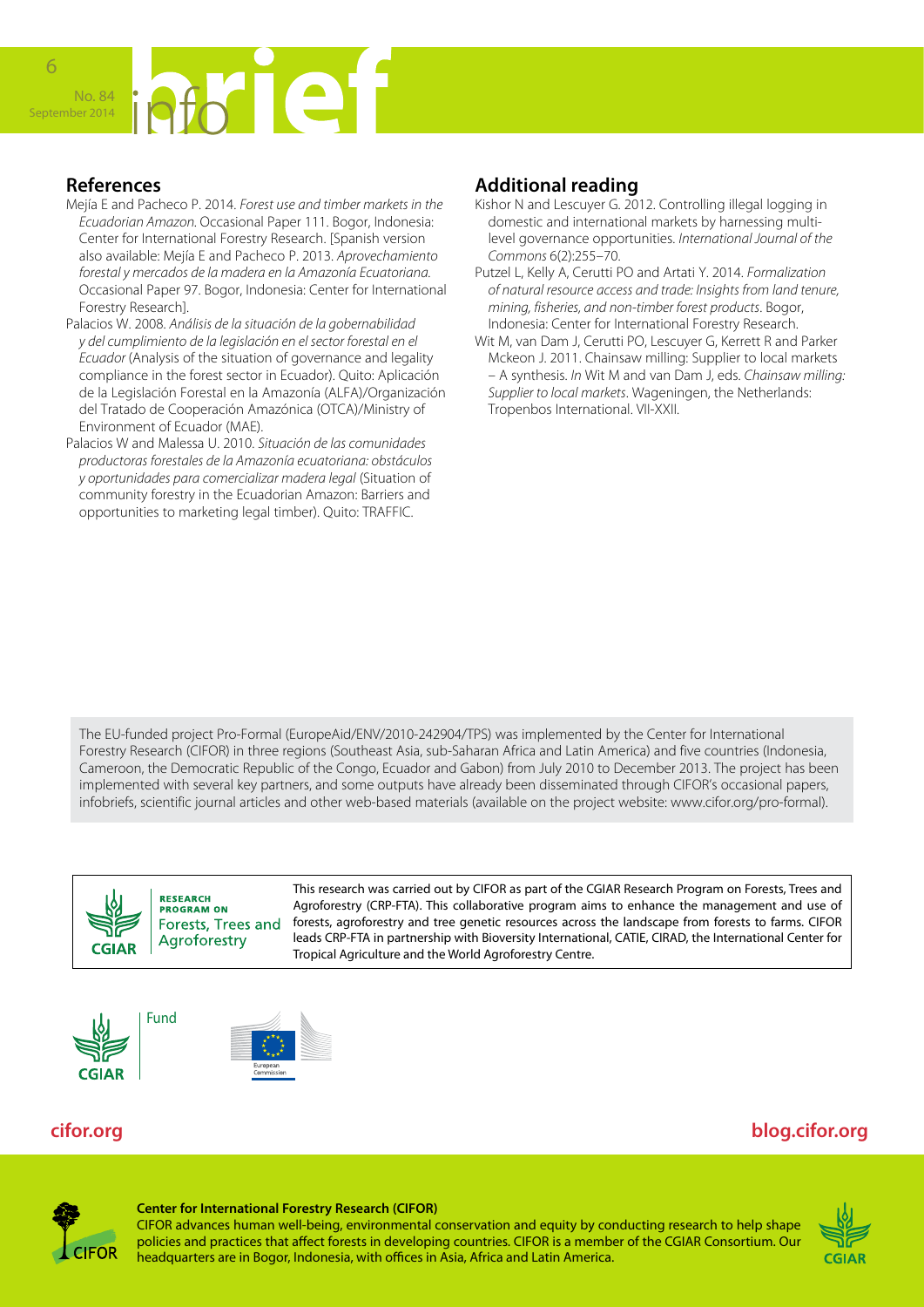## References

Mejía E and Pacheco P. 2014. *Forest use and timber markets in the Ecuadorian Amazon.* Occasional Paper 111. Bogor, Indonesia: Center for International Forestry Research. [Spanish version also available: Mejía E and Pacheco P. 2013. *Aprovechamiento forestal y mercados de la madera en la Amazonía Ecuatoriana.* Occasional Paper 97. Bogor, Indonesia: Center for International Forestry Research].

Palacios W. 2008. *Análisis de la situación de la gobernabilidad y del cumplimiento de la legislación en el sector forestal en el Ecuador* (Analysis of the situation of governance and legality compliance in the forest sector in Ecuador). Quito: Aplicación de la Legislación Forestal en la Amazonía (ALFA)/Organización del Tratado de Cooperación Amazónica (OTCA)/Ministry of Environment of Ecuador (MAE).

Palacios W and Malessa U. 2010. *Situación de las comunidades productoras forestales de la Amazonía ecuatoriana: obstáculos y oportunidades para comercializar madera legal* (Situation of community forestry in the Ecuadorian Amazon: Barriers and opportunities to marketing legal timber). Quito: TRAFFIC.

## Additional reading

Kishor N and Lescuyer G. 2012. Controlling illegal logging in domestic and international markets by harnessing multi-level governance opportunities. *International Journal of the Commons* 6(2):255–70.

Putzel L, Kelly A, Cerutti PO and Artati Y. 2014. *Formalization of natural resource access and trade: Insights from land tenure, mining, fisheries, and non-timber forest products*. Bogor, Indonesia: Center for International Forestry Research.

Wit M, van Dam J, Cerutti PO, Lescuyer G, Kerrett R and Parker Mckeon J. 2011. Chainsaw milling: Supplier to local markets – A synthesis. *In* Wit M and van Dam J, eds. *Chainsaw milling: Supplier to local markets*. Wageningen, the Netherlands: Tropenbos International. VII-XXII.

The EU-funded project Pro-Formal (EuropeAid/ENV/2010-242904/TPS) was implemented by the Center for International Forestry Research (CIFOR) in three regions (Southeast Asia, sub-Saharan Africa and Latin America) and five countries (Indonesia, Cameroon, the Democratic Republic of the Congo, Ecuador and Gabon) from July 2010 to December 2013. The project has been implemented with several key partners, and some outputs have already been disseminated through CIFOR's occasional papers, infobriefs, scientific journal articles and other web-based materials (available on the project website: www.cifor.org/pro-formal).

RESEARCH PROGRAM ON Forests, Trees and Agroforestry

This research was carried out by CIFOR as part of the CGIAR Research Program on Forests, Trees and Agroforestry (CRP-FTA). This collaborative program aims to enhance the management and use of forests, agroforestry and tree genetic resources across the landscape from forests to farms. CIFOR leads CRP-FTA in partnership with Bioversity International, CATIE, CIRAD, the International Center for Tropical Agriculture and the World Agroforestry Centre.

CGIAR Fund

European Commission

cifor.org

blog.cifor.org

**Center for International Forestry Research (CIFOR)**

CIFOR advances human well-being, environmental conservation and equity by conducting research to help shape policies and practices that affect forests in developing countries. CIFOR is a member of the CGIAR Consortium. Our headquarters are in Bogor, Indonesia, with offices in Asia, Africa and Latin America.